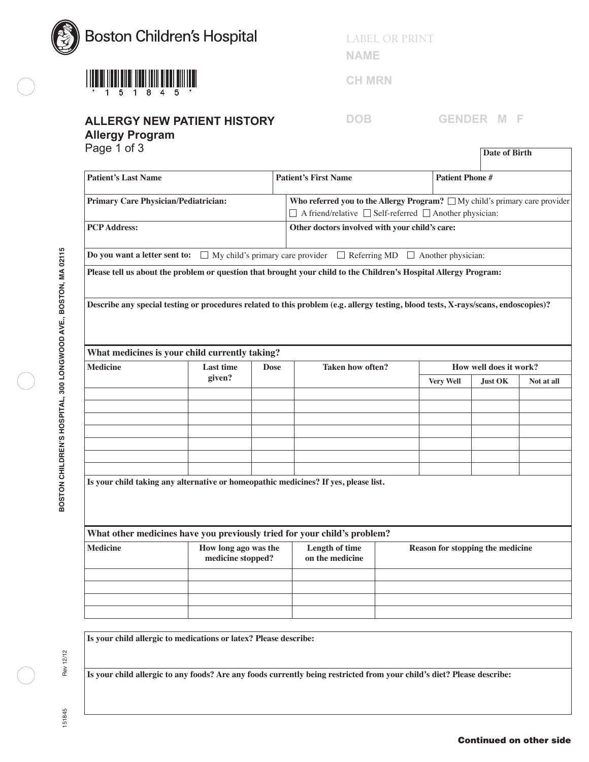Boston Children's Hospital

*151845*

LABEL OR PRINT
**NAME**
**CH MRN**
**DOB** **GENDER M F**

# ALLERGY NEW PATIENT HISTORY
## Allergy Program
Page 1 of 3

| | | | Date of Birth |
|---|---|---|---|
| **Patient's Last Name** | **Patient's First Name** | **Patient Phone #** | |

| | |
|---|---|
| **Primary Care Physician/Pediatrician:** | **Who referred you to the Allergy Program?** ☐ My child's primary care provider ☐ A friend/relative ☐ Self-referred ☐ Another physician: |
| **PCP Address:** | **Other doctors involved with your child's care:** |

**Do you want a letter sent to:** ☐ My child's primary care provider ☐ Referring MD ☐ Another physician:

**Please tell us about the problem or question that brought your child to the Children's Hospital Allergy Program:**

**Describe any special testing or procedures related to this problem (e.g. allergy testing, blood tests, X-rays/scans, endoscopies)?**

**What medicines is your child currently taking?**

| Medicine | Last time given? | Dose | Taken how often? | How well does it work? | | |
|---|---|---|---|---|---|---|
| | | | | Very Well | Just OK | Not at all |
| | | | | | | |
| | | | | | | |
| | | | | | | |
| | | | | | | |
| | | | | | | |
| | | | | | | |

**Is your child taking any alternative or homeopathic medicines? If yes, please list.**

**What other medicines have you previously tried for your child's problem?**

| Medicine | How long ago was the medicine stopped? | Length of time on the medicine | Reason for stopping the medicine |
|---|---|---|---|
| | | | |
| | | | |
| | | | |
| | | | |

**Is your child allergic to medications or latex? Please describe:**

**Is your child allergic to any foods? Are any foods currently being restricted from your child's diet? Please describe:**

**Continued on other side**

BOSTON CHILDREN'S HOSPITAL, 300 LONGWOOD AVE., BOSTON, MA 02115

Rev 12/12

151845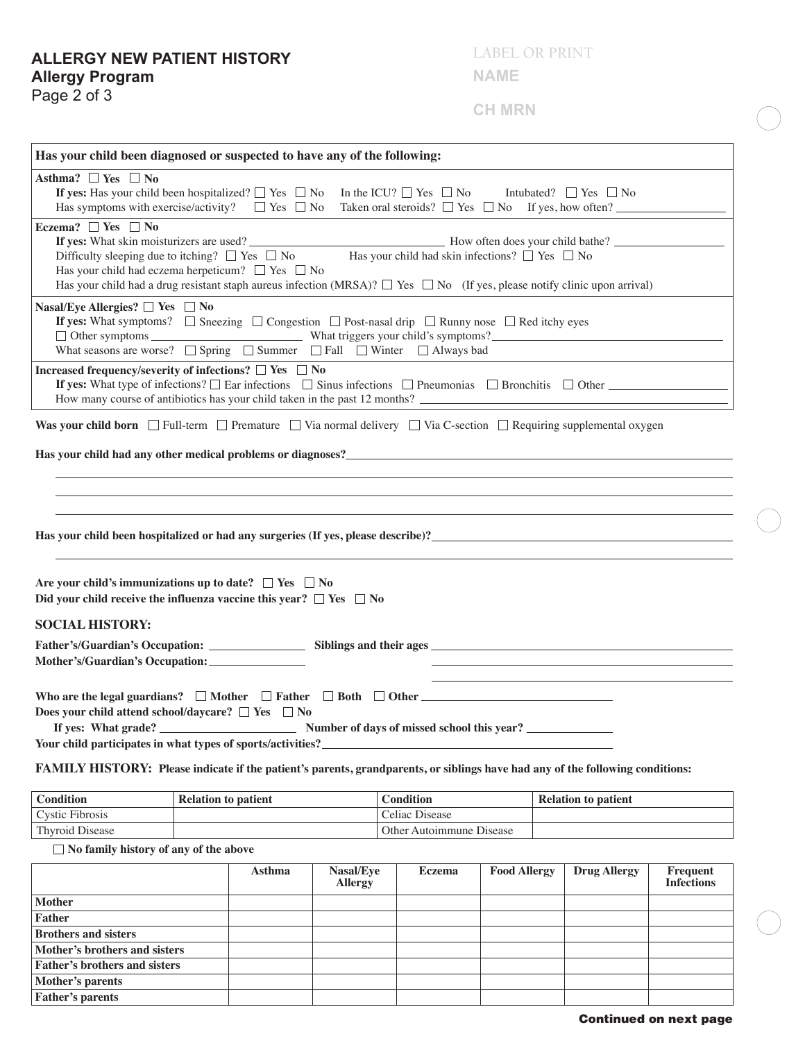## ALLERGY NEW PATIENT HISTORY
### Allergy Program

LABEL OR PRINT

**NAME**

**CH MRN**

**Has your child been diagnosed or suspected to have any of the following:**

**Asthma?** ☐ **Yes** ☐ **No**
**If yes:** Has your child been hospitalized? ☐ Yes ☐ No In the ICU? ☐ Yes ☐ No Intubated? ☐ Yes ☐ No
Has symptoms with exercise/activity? ☐ Yes ☐ No Taken oral steroids? ☐ Yes ☐ No If yes, how often? ______

**Eczema?** ☐ **Yes** ☐ **No**
**If yes:** What skin moisturizers are used? ______ How often does your child bathe? ______
Difficulty sleeping due to itching? ☐ Yes ☐ No Has your child had skin infections? ☐ Yes ☐ No
Has your child had eczema herpeticum? ☐ Yes ☐ No
Has your child had a drug resistant staph aureus infection (MRSA)? ☐ Yes ☐ No (If yes, please notify clinic upon arrival)

**Nasal/Eye Allergies?** ☐ **Yes** ☐ **No**
**If yes:** What symptoms? ☐ Sneezing ☐ Congestion ☐ Post-nasal drip ☐ Runny nose ☐ Red itchy eyes
☐ Other symptoms ______ What triggers your child's symptoms? ______
What seasons are worse? ☐ Spring ☐ Summer ☐ Fall ☐ Winter ☐ Always bad

**Increased frequency/severity of infections?** ☐ **Yes** ☐ **No**
**If yes:** What type of infections? ☐ Ear infections ☐ Sinus infections ☐ Pneumonias ☐ Bronchitis ☐ Other ______
How many course of antibiotics has your child taken in the past 12 months? ______

**Was your child born** ☐ Full-term ☐ Premature ☐ Via normal delivery ☐ Via C-section ☐ Requiring supplemental oxygen

**Has your child had any other medical problems or diagnoses?** ______

**Has your child been hospitalized or had any surgeries (If yes, please describe)?** ______

**Are your child's immunizations up to date?** ☐ **Yes** ☐ **No**
**Did your child receive the influenza vaccine this year?** ☐ **Yes** ☐ **No**

### SOCIAL HISTORY:

**Father's/Guardian's Occupation:** ______ **Siblings and their ages** ______
**Mother's/Guardian's Occupation:** ______

**Who are the legal guardians?** ☐ **Mother** ☐ **Father** ☐ **Both** ☐ **Other** ______
**Does your child attend school/daycare?** ☐ **Yes** ☐ **No**
**If yes: What grade?** ______ **Number of days of missed school this year?** ______
**Your child participates in what types of sports/activities?** ______

**FAMILY HISTORY: Please indicate if the patient's parents, grandparents, or siblings have had any of the following conditions:**

| Condition | Relation to patient | Condition | Relation to patient |
|---|---|---|---|
| Cystic Fibrosis | | Celiac Disease | |
| Thyroid Disease | | Other Autoimmune Disease | |

☐ **No family history of any of the above**

| | Asthma | Nasal/Eye Allergy | Eczema | Food Allergy | Drug Allergy | Frequent Infections |
|---|---|---|---|---|---|---|
| **Mother** | | | | | | |
| **Father** | | | | | | |
| **Brothers and sisters** | | | | | | |
| **Mother's brothers and sisters** | | | | | | |
| **Father's brothers and sisters** | | | | | | |
| **Mother's parents** | | | | | | |
| **Father's parents** | | | | | | |

**Continued on next page**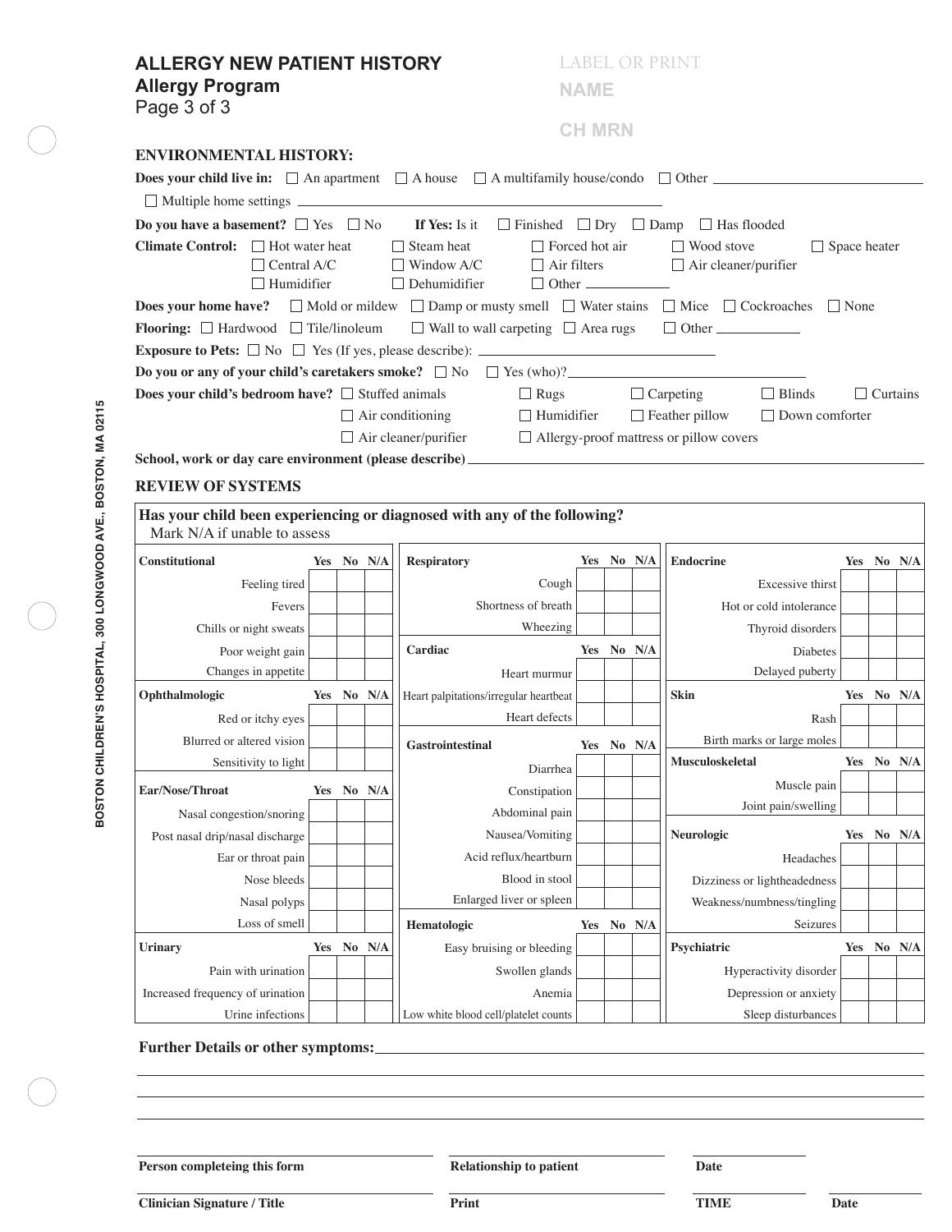# ALLERGY NEW PATIENT HISTORY

## Allergy Program

Page 3 of 3

LABEL OR PRINT

NAME

CH MRN

### ENVIRONMENTAL HISTORY:

**Does your child live in:** ☐ An apartment ☐ A house ☐ A multifamily house/condo ☐ Other ______________

☐ Multiple home settings ______________

**Do you have a basement?** ☐ Yes ☐ No **If Yes:** Is it ☐ Finished ☐ Dry ☐ Damp ☐ Has flooded

**Climate Control:** ☐ Hot water heat ☐ Steam heat ☐ Forced hot air ☐ Wood stove ☐ Space heater ☐ Central A/C ☐ Window A/C ☐ Air filters ☐ Air cleaner/purifier ☐ Humidifier ☐ Dehumidifier ☐ Other ______________

**Does your home have?** ☐ Mold or mildew ☐ Damp or musty smell ☐ Water stains ☐ Mice ☐ Cockroaches ☐ None

**Flooring:** ☐ Hardwood ☐ Tile/linoleum ☐ Wall to wall carpeting ☐ Area rugs ☐ Other ______________

**Exposure to Pets:** ☐ No ☐ Yes (If yes, please describe): ______________

**Do you or any of your child's caretakers smoke?** ☐ No ☐ Yes (who)? ______________

**Does your child's bedroom have?** ☐ Stuffed animals ☐ Rugs ☐ Carpeting ☐ Blinds ☐ Curtains ☐ Air conditioning ☐ Humidifier ☐ Feather pillow ☐ Down comforter ☐ Air cleaner/purifier ☐ Allergy-proof mattress or pillow covers

**School, work or day care environment (please describe)** ______________

### REVIEW OF SYSTEMS

**Has your child been experiencing or diagnosed with any of the following?**
Mark N/A if unable to assess

| Constitutional | Yes | No | N/A |
|---|---|---|---|
| Feeling tired | | | |
| Fevers | | | |
| Chills or night sweats | | | |
| Poor weight gain | | | |
| Changes in appetite | | | |

| Ophthalmologic | Yes | No | N/A |
|---|---|---|---|
| Red or itchy eyes | | | |
| Blurred or altered vision | | | |
| Sensitivity to light | | | |

| Ear/Nose/Throat | Yes | No | N/A |
|---|---|---|---|
| Nasal congestion/snoring | | | |
| Post nasal drip/nasal discharge | | | |
| Ear or throat pain | | | |
| Nose bleeds | | | |
| Nasal polyps | | | |
| Loss of smell | | | |

| Urinary | Yes | No | N/A |
|---|---|---|---|
| Pain with urination | | | |
| Increased frequency of urination | | | |
| Urine infections | | | |

| Respiratory | Yes | No | N/A |
|---|---|---|---|
| Cough | | | |
| Shortness of breath | | | |
| Wheezing | | | |

| Cardiac | Yes | No | N/A |
|---|---|---|---|
| Heart murmur | | | |
| Heart palpitations/irregular heartbeat | | | |
| Heart defects | | | |

| Gastrointestinal | Yes | No | N/A |
|---|---|---|---|
| Diarrhea | | | |
| Constipation | | | |
| Abdominal pain | | | |
| Nausea/Vomiting | | | |
| Acid reflux/heartburn | | | |
| Blood in stool | | | |
| Enlarged liver or spleen | | | |

| Hematologic | Yes | No | N/A |
|---|---|---|---|
| Easy bruising or bleeding | | | |
| Swollen glands | | | |
| Anemia | | | |
| Low white blood cell/platelet counts | | | |

| Endocrine | Yes | No | N/A |
|---|---|---|---|
| Excessive thirst | | | |
| Hot or cold intolerance | | | |
| Thyroid disorders | | | |
| Diabetes | | | |
| Delayed puberty | | | |

| Skin | Yes | No | N/A |
|---|---|---|---|
| Rash | | | |
| Birth marks or large moles | | | |

| Musculoskeletal | Yes | No | N/A |
|---|---|---|---|
| Muscle pain | | | |
| Joint pain/swelling | | | |

| Neurologic | Yes | No | N/A |
|---|---|---|---|
| Headaches | | | |
| Dizziness or lightheadedness | | | |
| Weakness/numbness/tingling | | | |
| Seizures | | | |

| Psychiatric | Yes | No | N/A |
|---|---|---|---|
| Hyperactivity disorder | | | |
| Depression or anxiety | | | |
| Sleep disturbances | | | |

**Further Details or other symptoms:** ______________

______________

______________

______________

**Person completeing this form** ______________ **Relationship to patient** ______________ **Date** ______________

**Clinician Signature / Title** ______________ **Print** ______________ **TIME** ______________ **Date** ______________

BOSTON CHILDREN'S HOSPITAL, 300 LONGWOOD AVE., BOSTON, MA 02115